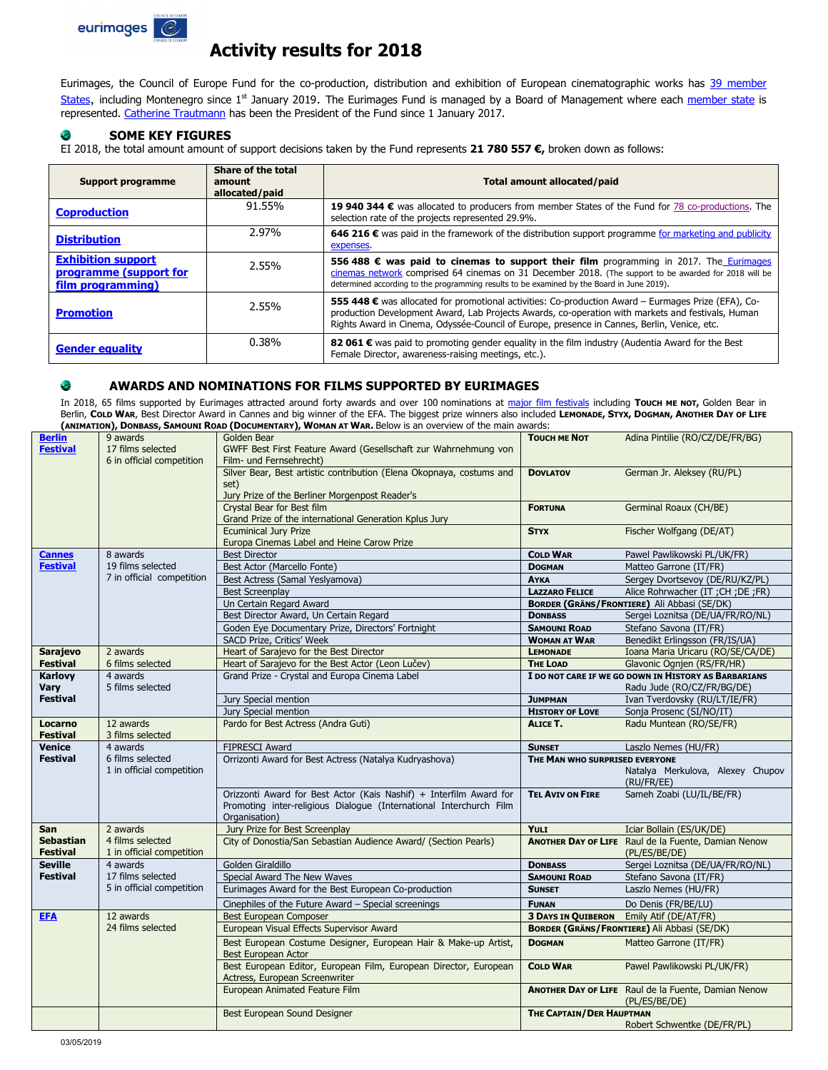eurimages

# Activity results for 2018

Eurimages, the Council of Europe Fund for the co-production, distribution and exhibition of European cinematographic works has 39 member States, including Montenegro since 1st January 2019. The Eurimages Fund is managed by a Board of Management where each member state is represented. Catherine Trautmann has been the President of the Fund since 1 January 2017.

## SOME KEY FIGURES

EI 2018, the total amount amount of support decisions taken by the Fund represents **21 780 557 €,** broken down as follows:

| Support programme | Share of the total amount allocated/paid | Total amount allocated/paid |
|---|---|---|
| **Coproduction** | 91.55% | **19 940 344 €** was allocated to producers from member States of the Fund for 78 co-productions. The selection rate of the projects represented 29.9%. |
| **Distribution** | 2.97% | **646 216 €** was paid in the framework of the distribution support programme for marketing and publicity expenses. |
| **Exhibition support programme (support for film programming)** | 2.55% | **556 488 € was paid to cinemas to support their film** programming in 2017. The Eurimages cinemas network comprised 64 cinemas on 31 December 2018. (The support to be awarded for 2018 will be determined according to the programming results to be examined by the Board in June 2019). |
| **Promotion** | 2.55% | **555 448 €** was allocated for promotional activities: Co-production Award – Eurmages Prize (EFA), Co-production Development Award, Lab Projects Awards, co-operation with markets and festivals, Human Rights Award in Cinema, Odyssée-Council of Europe, presence in Cannes, Berlin, Venice, etc. |
| **Gender equality** | 0.38% | **82 061 €** was paid to promoting gender equality in the film industry (Audentia Award for the Best Female Director, awareness-raising meetings, etc.). |

## AWARDS AND NOMINATIONS FOR FILMS SUPPORTED BY EURIMAGES

In 2018, 65 films supported by Eurimages attracted around forty awards and over 100 nominations at major film festivals including **Touch me not,** Golden Bear in Berlin, **Cold War**, Best Director Award in Cannes and big winner of the EFA. The biggest prize winners also included **Lemonade, Styx, Dogman, Another Day of Life (animation), Donbass, Samouni Road (documentary), Woman at War.** Below is an overview of the main awards:

| Festival | Awards / Films | Award | Film | Director |
|---|---|---|---|---|
| **Berlin Festival** | 9 awards<br>17 films selected<br>6 in official competition | Golden Bear<br>GWFF Best First Feature Award (Gesellschaft zur Wahrnehmung von Film- und Fernsehrecht) | **Touch me Not** | Adina Pintilie (RO/CZ/DE/FR/BG) |
| | | Silver Bear, Best artistic contribution (Elena Okopnaya, costums and set)<br>Jury Prize of the Berliner Morgenpost Reader's | **Dovlatov** | German Jr. Aleksey (RU/PL) |
| | | Crystal Bear for Best film<br>Grand Prize of the international Generation Kplus Jury | **Fortuna** | Germinal Roaux (CH/BE) |
| | | Ecuminical Jury Prize<br>Europa Cinemas Label and Heine Carow Prize | **Styx** | Fischer Wolfgang (DE/AT) |
| **Cannes Festival** | 8 awards<br>19 films selected<br>7 in official competition | Best Director | **Cold War** | Pawel Pawlikowski PL/UK/FR) |
| | | Best Actor (Marcello Fonte) | **Dogman** | Matteo Garrone (IT/FR) |
| | | Best Actress (Samal Yeslyamova) | **Ayka** | Sergey Dvortsevoy (DE/RU/KZ/PL) |
| | | Best Screenplay | **Lazzaro Felice** | Alice Rohrwacher (IT ;CH ;DE ;FR) |
| | | Un Certain Regard Award | **Border (Gräns/Frontiere)** | Ali Abbasi (SE/DK) |
| | | Best Director Award, Un Certain Regard | **Donbass** | Sergei Loznitsa (DE/UA/FR/RO/NL) |
| | | Goden Eye Documentary Prize, Directors' Fortnight | **Samouni Road** | Stefano Savona (IT/FR) |
| | | SACD Prize, Critics' Week | **Woman at War** | Benedikt Erlingsson (FR/IS/UA) |
| **Sarajevo Festival** | 2 awards<br>6 films selected | Heart of Sarajevo for the Best Director | **Lemonade** | Ioana Maria Uricaru (RO/SE/CA/DE) |
| | | Heart of Sarajevo for the Best Actor (Leon Lučev) | **The Load** | Glavonic Ognjen (RS/FR/HR) |
| **Karlovy Vary Festival** | 4 awards<br>5 films selected | Grand Prize - Crystal and Europa Cinema Label | **I do not care if we go down in History as Barbarians** | Radu Jude (RO/CZ/FR/BG/DE) |
| | | Jury Special mention | **Jumpman** | Ivan Tverdovsky (RU/LT/IE/FR) |
| | | Jury Special mention | **History of Love** | Sonja Prosenc (SI/NO/IT) |
| **Locarno Festival** | 12 awards<br>3 films selected | Pardo for Best Actress (Andra Guti) | **Alice T.** | Radu Muntean (RO/SE/FR) |
| **Venice Festival** | 4 awards<br>6 films selected<br>1 in official competition | FIPRESCI Award | **Sunset** | Laszlo Nemes (HU/FR) |
| | | Orrizonti Award for Best Actress (Natalya Kudryashova) | **The Man who surprised everyone** | Natalya Merkulova, Alexey Chupov (RU/FR/EE) |
| | | Orizzonti Award for Best Actor (Kais Nashif) + Interfilm Award for Promoting inter-religious Dialogue (International Interchurch Film Organisation) | **Tel Aviv on Fire** | Sameh Zoabi (LU/IL/BE/FR) |
| **San Sebastian Festival** | 2 awards<br>4 films selected<br>1 in official competition | Jury Prize for Best Screenplay | **Yuli** | Iciar Bollain (ES/UK/DE) |
| | | City of Donostia/San Sebastian Audience Award/ (Section Pearls) | **Another Day of Life** | Raul de la Fuente, Damian Nenow (PL/ES/BE/DE) |
| **Seville Festival** | 4 awards<br>17 films selected<br>5 in official competition | Golden Giraldillo | **Donbass** | Sergei Loznitsa (DE/UA/FR/RO/NL) |
| | | Special Award The New Waves | **Samouni Road** | Stefano Savona (IT/FR) |
| | | Eurimages Award for the Best European Co-production | **Sunset** | Laszlo Nemes (HU/FR) |
| | | Cinephiles of the Future Award – Special screenings | **Funan** | Do Denis (FR/BE/LU) |
| **EFA** | 12 awards<br>24 films selected | Best European Composer | **3 Days in Quiberon** | Emily Atif (DE/AT/FR) |
| | | European Visual Effects Supervisor Award | **Border (Gräns/Frontiere)** | Ali Abbasi (SE/DK) |
| | | Best European Costume Designer, European Hair & Make-up Artist, Best European Actor | **Dogman** | Matteo Garrone (IT/FR) |
| | | Best European Editor, European Film, European Director, European Actress, European Screenwriter | **Cold War** | Pawel Pawlikowski PL/UK/FR) |
| | | European Animated Feature Film | **Another Day of Life** | Raul de la Fuente, Damian Nenow (PL/ES/BE/DE) |
| | | Best European Sound Designer | **The Captain/Der Hauptman** | Robert Schwentke (DE/FR/PL) |

03/05/2019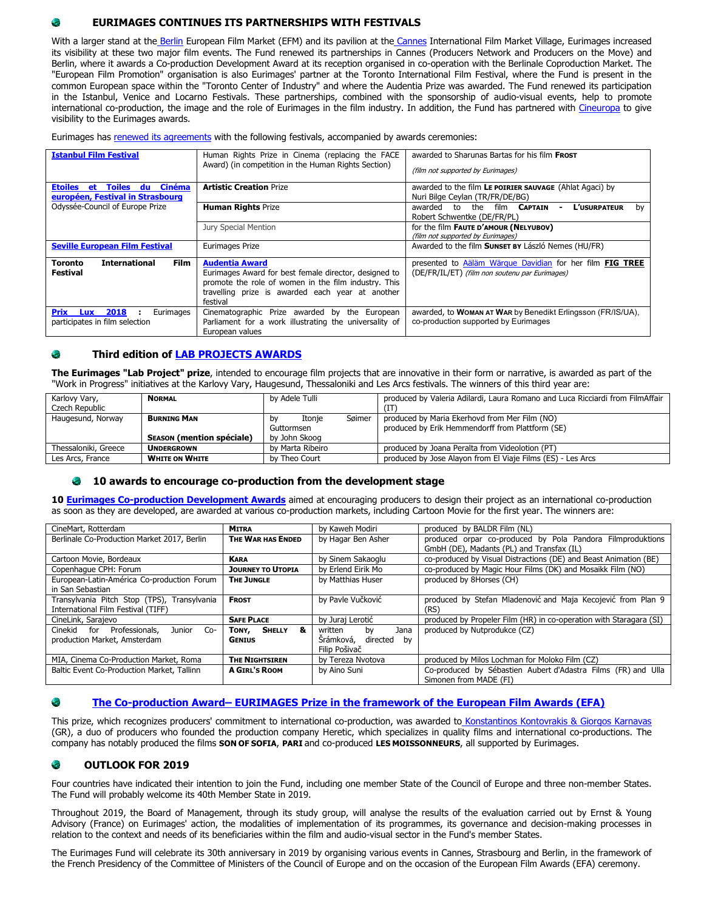## EURIMAGES CONTINUES ITS PARTNERSHIPS WITH FESTIVALS

With a larger stand at the Berlin European Film Market (EFM) and its pavilion at the Cannes International Film Market Village, Eurimages increased its visibility at these two major film events. The Fund renewed its partnerships in Cannes (Producers Network and Producers on the Move) and Berlin, where it awards a Co-production Development Award at its reception organised in co-operation with the Berlinale Coproduction Market. The "European Film Promotion" organisation is also Eurimages' partner at the Toronto International Film Festival, where the Fund is present in the common European space within the "Toronto Center of Industry" and where the Audentia Prize was awarded. The Fund renewed its participation in the Istanbul, Venice and Locarno Festivals. These partnerships, combined with the sponsorship of audio-visual events, help to promote international co-production, the image and the role of Eurimages in the film industry. In addition, the Fund has partnered with Cineuropa to give visibility to the Eurimages awards.

Eurimages has renewed its agreements with the following festivals, accompanied by awards ceremonies:

| | | |
|---|---|---|
| **Istanbul Film Festival** | Human Rights Prize in Cinema (replacing the FACE Award) (in competition in the Human Rights Section) | awarded to Sharunas Bartas for his film **FROST**<br>*(film not supported by Eurimages)* |
| **Etoiles et Toiles du Cinéma européen, Festival in Strasbourg**<br>Odyssée-Council of Europe Prize | **Artistic Creation** Prize | awarded to the film **LE POIRIER SAUVAGE** (Ahlat Agaci) by Nuri Bilge Ceylan (TR/FR/DE/BG) |
| | **Human Rights** Prize | awarded to the film **CAPTAIN - L'USURPATEUR** by Robert Schwentke (DE/FR/PL) |
| | Jury Special Mention | for the film **FAUTE D'AMOUR (NELYUBOV)**<br>*(film not supported by Eurimages)* |
| **Seville European Film Festival** | Eurimages Prize | Awarded to the film **SUNSET BY** László Nemes (HU/FR) |
| **Toronto International Film Festival** | **Audentia Award**<br>Eurimages Award for best female director, designed to promote the role of women in the film industry. This travelling prize is awarded each year at another festival | presented to Äläm Wärque Davidian for her film **FIG TREE** (DE/FR/IL/ET) *(film non soutenu par Eurimages)* |
| **Prix Lux 2018** : Eurimages participates in film selection | Cinematographic Prize awarded by the European Parliament for a work illustrating the universality of European values | awarded, to **WOMAN AT WAR** by Benedikt Erlingsson (FR/IS/UA), co-production supported by Eurimages |

## Third edition of LAB PROJECTS AWARDS

**The Eurimages "Lab Project" prize**, intended to encourage film projects that are innovative in their form or narrative, is awarded as part of the "Work in Progress" initiatives at the Karlovy Vary, Haugesund, Thessaloniki and Les Arcs festivals. The winners of this third year are:

| | | | |
|---|---|---|---|
| Karlovy Vary, Czech Republic | **NORMAL** | by Adele Tulli | produced by Valeria Adilardi, Laura Romano and Luca Ricciardi from FilmAffair (IT) |
| Haugesund, Norway | **BURNING MAN**<br>**SEASON (mention spéciale)** | by Itonje Søimer Guttormsen<br>by John Skoog | produced by Maria Ekerhovd from Mer Film (NO)<br>produced by Erik Hemmendorff from Plattform (SE) |
| Thessaloniki, Greece | **UNDERGROWN** | by Marta Ribeiro | produced by Joana Peralta from Videolotion (PT) |
| Les Arcs, France | **WHITE ON WHITE** | by Theo Court | produced by Jose Alayon from El Viaje Films (ES) - Les Arcs |

## 10 awards to encourage co-production from the development stage

**10 Eurimages Co-production Development Awards** aimed at encouraging producers to design their project as an international co-production as soon as they are developed, are awarded at various co-production markets, including Cartoon Movie for the first year. The winners are:

| | | | |
|---|---|---|---|
| CineMart, Rotterdam | **MITRA** | by Kaweh Modiri | produced by BALDR Film (NL) |
| Berlinale Co-Production Market 2017, Berlin | **THE WAR HAS ENDED** | by Hagar Ben Asher | produced orpar co-produced by Pola Pandora Filmproduktions GmbH (DE), Madants (PL) and Transfax (IL) |
| Cartoon Movie, Bordeaux | **KARA** | by Sinem Sakaoglu | co-produced by Visual Distractions (DE) and Beast Animation (BE) |
| Copenhague CPH: Forum | **JOURNEY TO UTOPIA** | by Erlend Eirik Mo | co-produced by Magic Hour Films (DK) and Mosaikk Film (NO) |
| European-Latin-América Co-production Forum in San Sebastian | **THE JUNGLE** | by Matthias Huser | produced by 8Horses (CH) |
| Transylvania Pitch Stop (TPS), Transylvania International Film Festival (TIFF) | **FROST** | by Pavle Vučković | produced by Stefan Mladenović and Maja Kecojević from Plan 9 (RS) |
| CineLink, Sarajevo | **SAFE PLACE** | by Juraj Lerotić | produced by Propeler Film (HR) in co-operation with Staragara (SI) |
| Cinekid for Professionals, Junior Co-production Market, Amsterdam | **TONY, SHELLY & GENIUS** | written by Jana Šrámková, directed by Filip Pošivač | produced by Nutprodukce (CZ) |
| MIA, Cinema Co-Production Market, Roma | **THE NIGHTSIREN** | by Tereza Nvotova | produced by Milos Lochman for Moloko Film (CZ) |
| Baltic Event Co-Production Market, Tallinn | **A GIRL'S ROOM** | by Aino Suni | Co-produced by Sébastien Aubert d'Adastra Films (FR) and Ulla Simonen from MADE (FI) |

## The Co-production Award– EURIMAGES Prize in the framework of the European Film Awards (EFA)

This prize, which recognizes producers' commitment to international co-production, was awarded to Konstantinos Kontovrakis & Giorgos Karnavas (GR), a duo of producers who founded the production company Heretic, which specializes in quality films and international co-productions. The company has notably produced the films **SON OF SOFIA**, **PARI** and co-produced **LES MOISSONNEURS**, all supported by Eurimages.

## OUTLOOK FOR 2019

Four countries have indicated their intention to join the Fund, including one member State of the Council of Europe and three non-member States. The Fund will probably welcome its 40th Member State in 2019.

Throughout 2019, the Board of Management, through its study group, will analyse the results of the evaluation carried out by Ernst & Young Advisory (France) on Eurimages' action, the modalities of implementation of its programmes, its governance and decision-making processes in relation to the context and needs of its beneficiaries within the film and audio-visual sector in the Fund's member States.

The Eurimages Fund will celebrate its 30th anniversary in 2019 by organising various events in Cannes, Strasbourg and Berlin, in the framework of the French Presidency of the Committee of Ministers of the Council of Europe and on the occasion of the European Film Awards (EFA) ceremony.